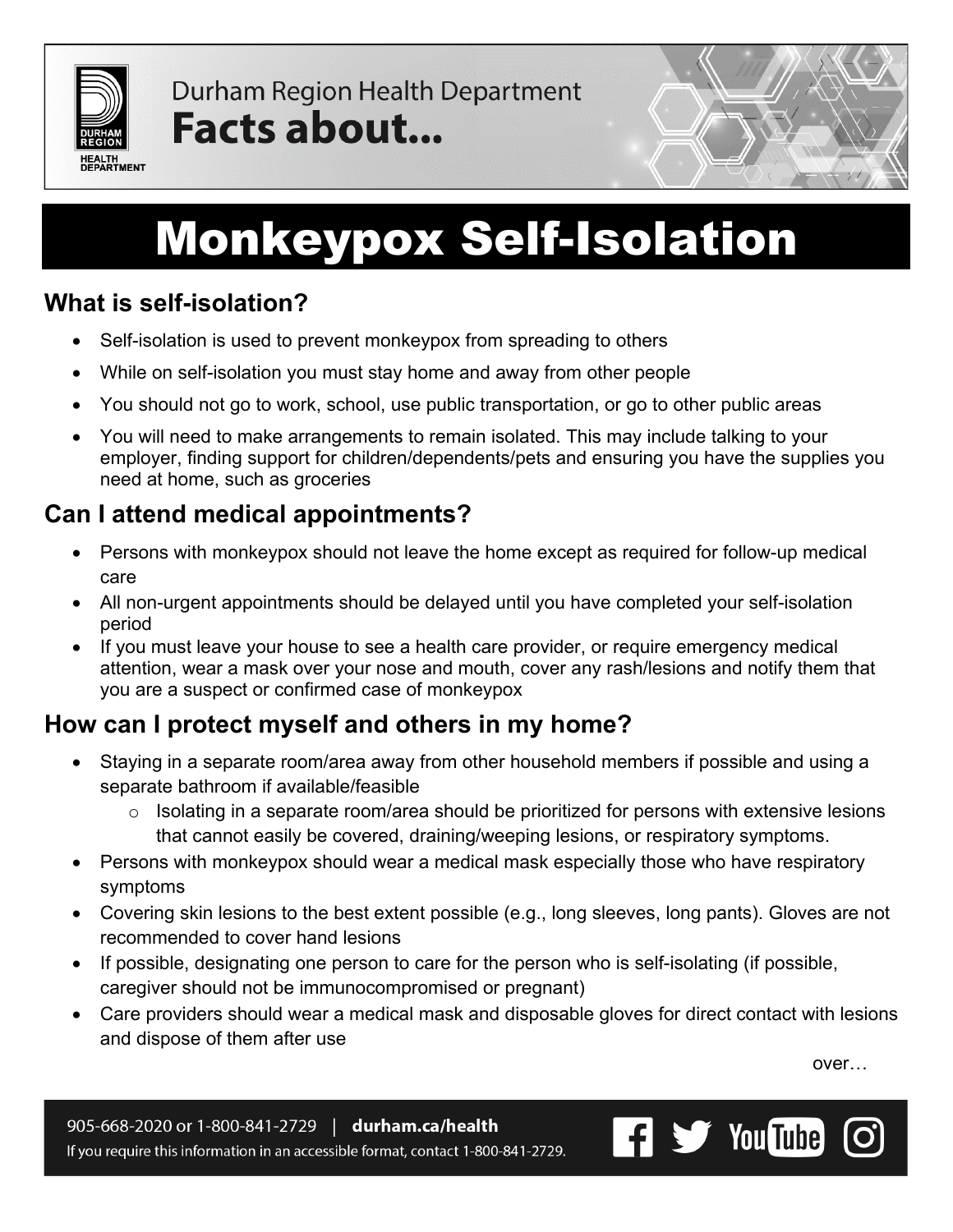Durham Region Health Department

**Facts about...**

# Monkeypox Self-Isolation

## What is self-isolation?

- Self-isolation is used to prevent monkeypox from spreading to others
- While on self-isolation you must stay home and away from other people
- You should not go to work, school, use public transportation, or go to other public areas
- You will need to make arrangements to remain isolated. This may include talking to your employer, finding support for children/dependents/pets and ensuring you have the supplies you need at home, such as groceries

## Can I attend medical appointments?

- Persons with monkeypox should not leave the home except as required for follow-up medical care
- All non-urgent appointments should be delayed until you have completed your self-isolation period
- If you must leave your house to see a health care provider, or require emergency medical attention, wear a mask over your nose and mouth, cover any rash/lesions and notify them that you are a suspect or confirmed case of monkeypox

## How can I protect myself and others in my home?

- Staying in a separate room/area away from other household members if possible and using a separate bathroom if available/feasible
  - Isolating in a separate room/area should be prioritized for persons with extensive lesions that cannot easily be covered, draining/weeping lesions, or respiratory symptoms.
- Persons with monkeypox should wear a medical mask especially those who have respiratory symptoms
- Covering skin lesions to the best extent possible (e.g., long sleeves, long pants). Gloves are not recommended to cover hand lesions
- If possible, designating one person to care for the person who is self-isolating (if possible, caregiver should not be immunocompromised or pregnant)
- Care providers should wear a medical mask and disposable gloves for direct contact with lesions and dispose of them after use

over…

905-668-2020 or 1-800-841-2729 | **durham.ca/health**

If you require this information in an accessible format, contact 1-800-841-2729.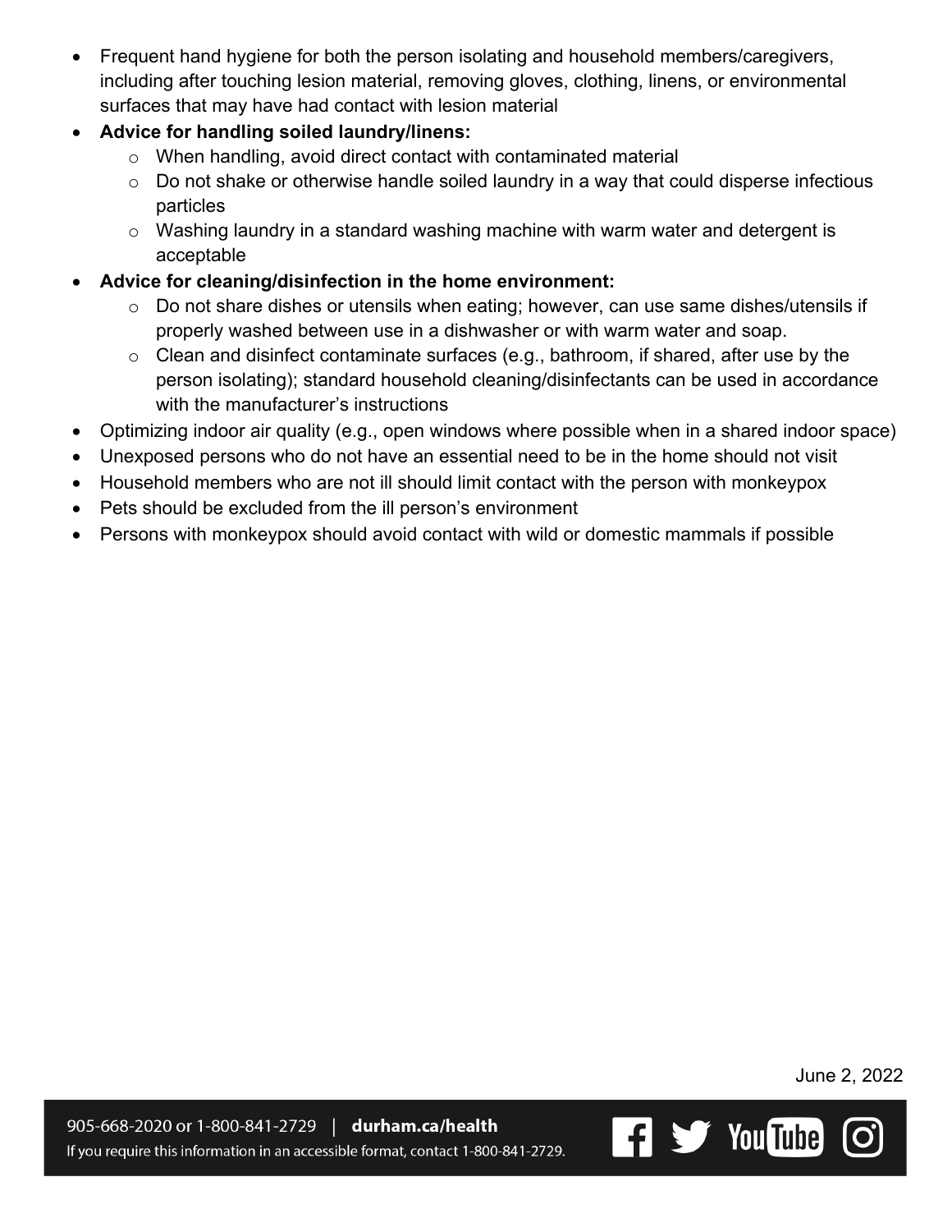- Frequent hand hygiene for both the person isolating and household members/caregivers, including after touching lesion material, removing gloves, clothing, linens, or environmental surfaces that may have had contact with lesion material
- **Advice for handling soiled laundry/linens:**
  - When handling, avoid direct contact with contaminated material
  - Do not shake or otherwise handle soiled laundry in a way that could disperse infectious particles
  - Washing laundry in a standard washing machine with warm water and detergent is acceptable
- **Advice for cleaning/disinfection in the home environment:**
  - Do not share dishes or utensils when eating; however, can use same dishes/utensils if properly washed between use in a dishwasher or with warm water and soap.
  - Clean and disinfect contaminate surfaces (e.g., bathroom, if shared, after use by the person isolating); standard household cleaning/disinfectants can be used in accordance with the manufacturer's instructions
- Optimizing indoor air quality (e.g., open windows where possible when in a shared indoor space)
- Unexposed persons who do not have an essential need to be in the home should not visit
- Household members who are not ill should limit contact with the person with monkeypox
- Pets should be excluded from the ill person's environment
- Persons with monkeypox should avoid contact with wild or domestic mammals if possible

June 2, 2022

905-668-2020 or 1-800-841-2729 | **durham.ca/health**

If you require this information in an accessible format, contact 1-800-841-2729.